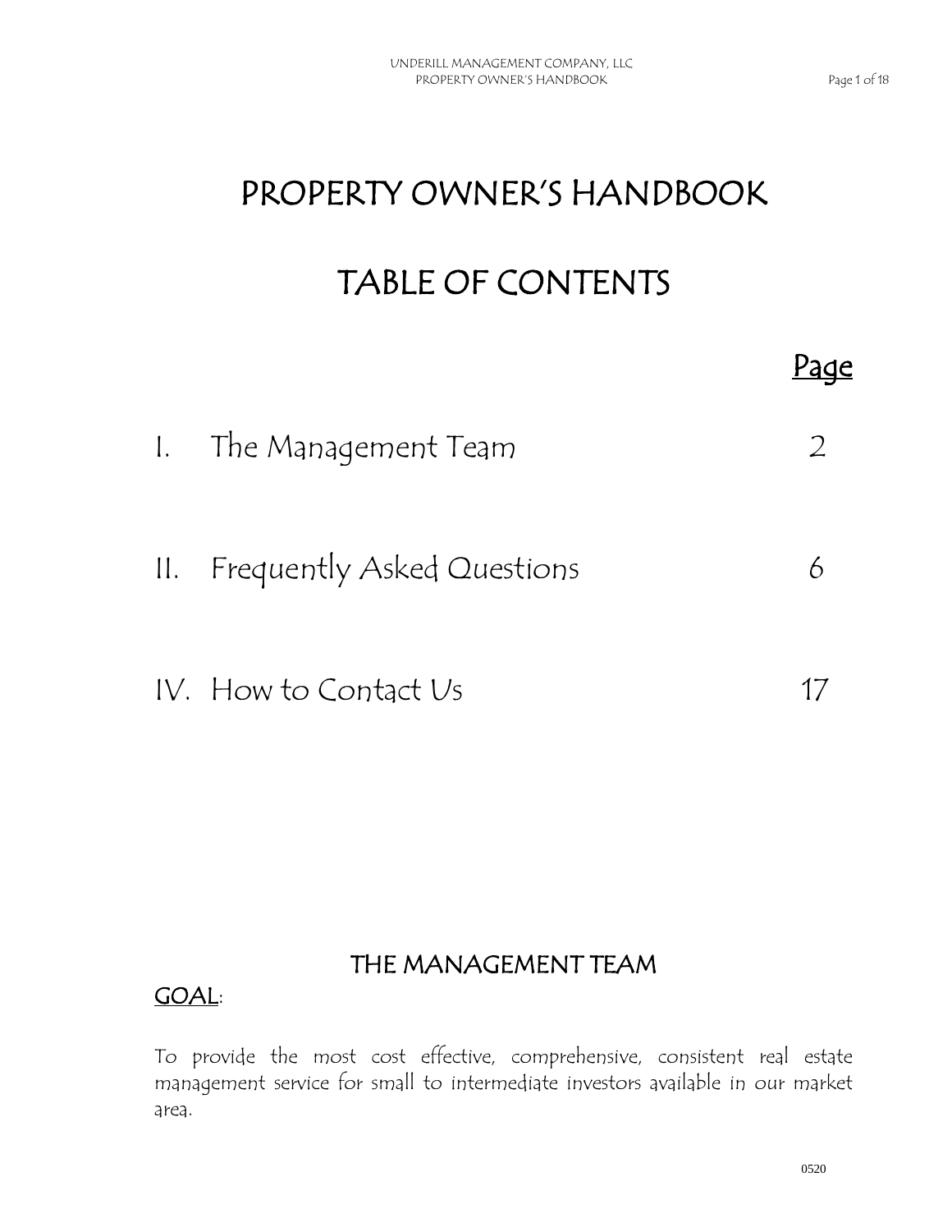# PROPERTY OWNER'S HANDBOOK

## TABLE OF CONTENTS

| | | Page |
|---|---|---|
| I. | The Management Team | 2 |
| II. | Frequently Asked Questions | 6 |
| IV. | How to Contact Us | 17 |

## THE MANAGEMENT TEAM

GOAL:

To provide the most cost effective, comprehensive, consistent real estate management service for small to intermediate investors available in our market area.

0520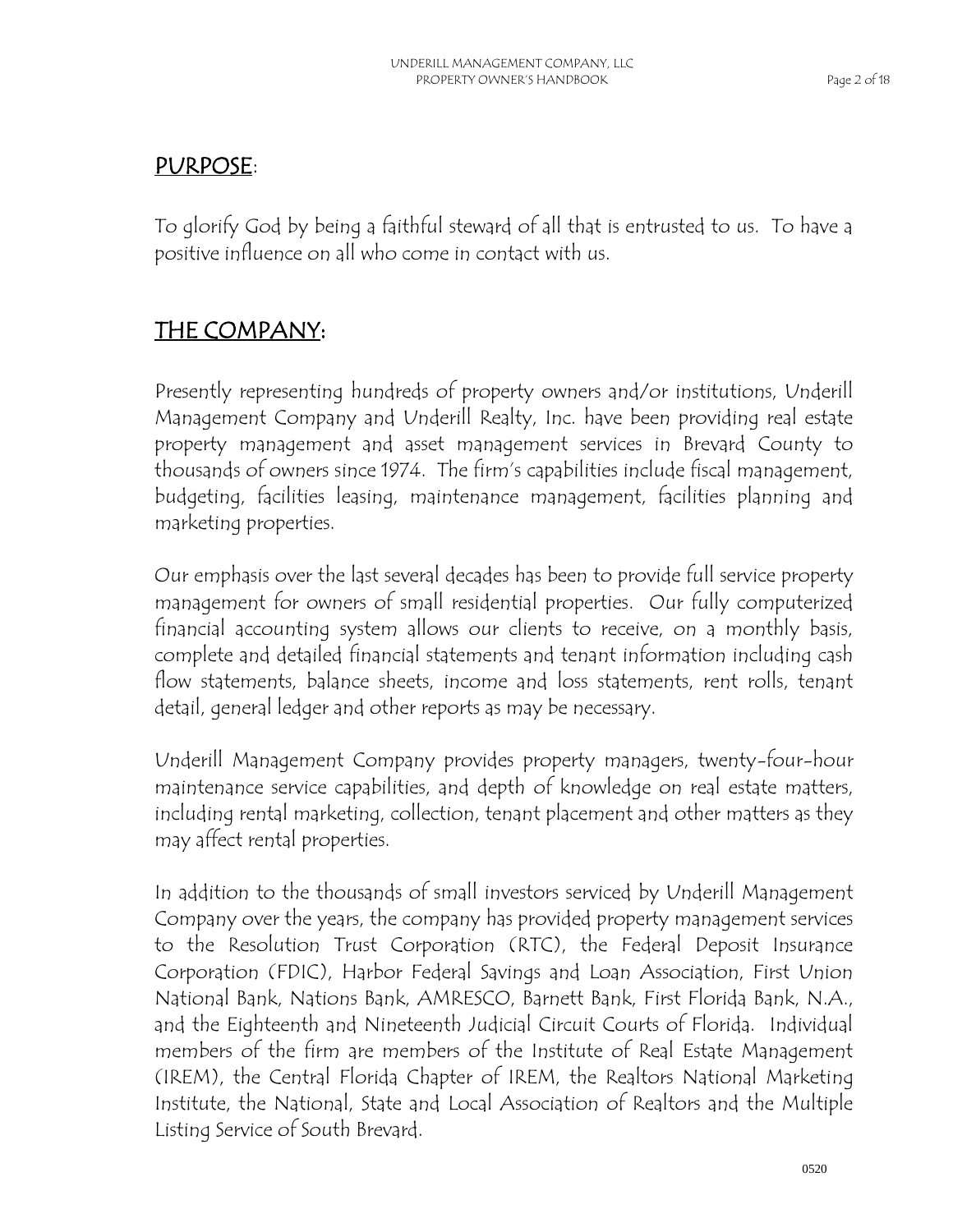## PURPOSE:

To glorify God by being a faithful steward of all that is entrusted to us. To have a positive influence on all who come in contact with us.

## THE COMPANY:

Presently representing hundreds of property owners and/or institutions, Underill Management Company and Underill Realty, Inc. have been providing real estate property management and asset management services in Brevard County to thousands of owners since 1974. The firm's capabilities include fiscal management, budgeting, facilities leasing, maintenance management, facilities planning and marketing properties.

Our emphasis over the last several decades has been to provide full service property management for owners of small residential properties. Our fully computerized financial accounting system allows our clients to receive, on a monthly basis, complete and detailed financial statements and tenant information including cash flow statements, balance sheets, income and loss statements, rent rolls, tenant detail, general ledger and other reports as may be necessary.

Underill Management Company provides property managers, twenty-four-hour maintenance service capabilities, and depth of knowledge on real estate matters, including rental marketing, collection, tenant placement and other matters as they may affect rental properties.

In addition to the thousands of small investors serviced by Underill Management Company over the years, the company has provided property management services to the Resolution Trust Corporation (RTC), the Federal Deposit Insurance Corporation (FDIC), Harbor Federal Savings and Loan Association, First Union National Bank, Nations Bank, AMRESCO, Barnett Bank, First Florida Bank, N.A., and the Eighteenth and Nineteenth Judicial Circuit Courts of Florida. Individual members of the firm are members of the Institute of Real Estate Management (IREM), the Central Florida Chapter of IREM, the Realtors National Marketing Institute, the National, State and Local Association of Realtors and the Multiple Listing Service of South Brevard.

0520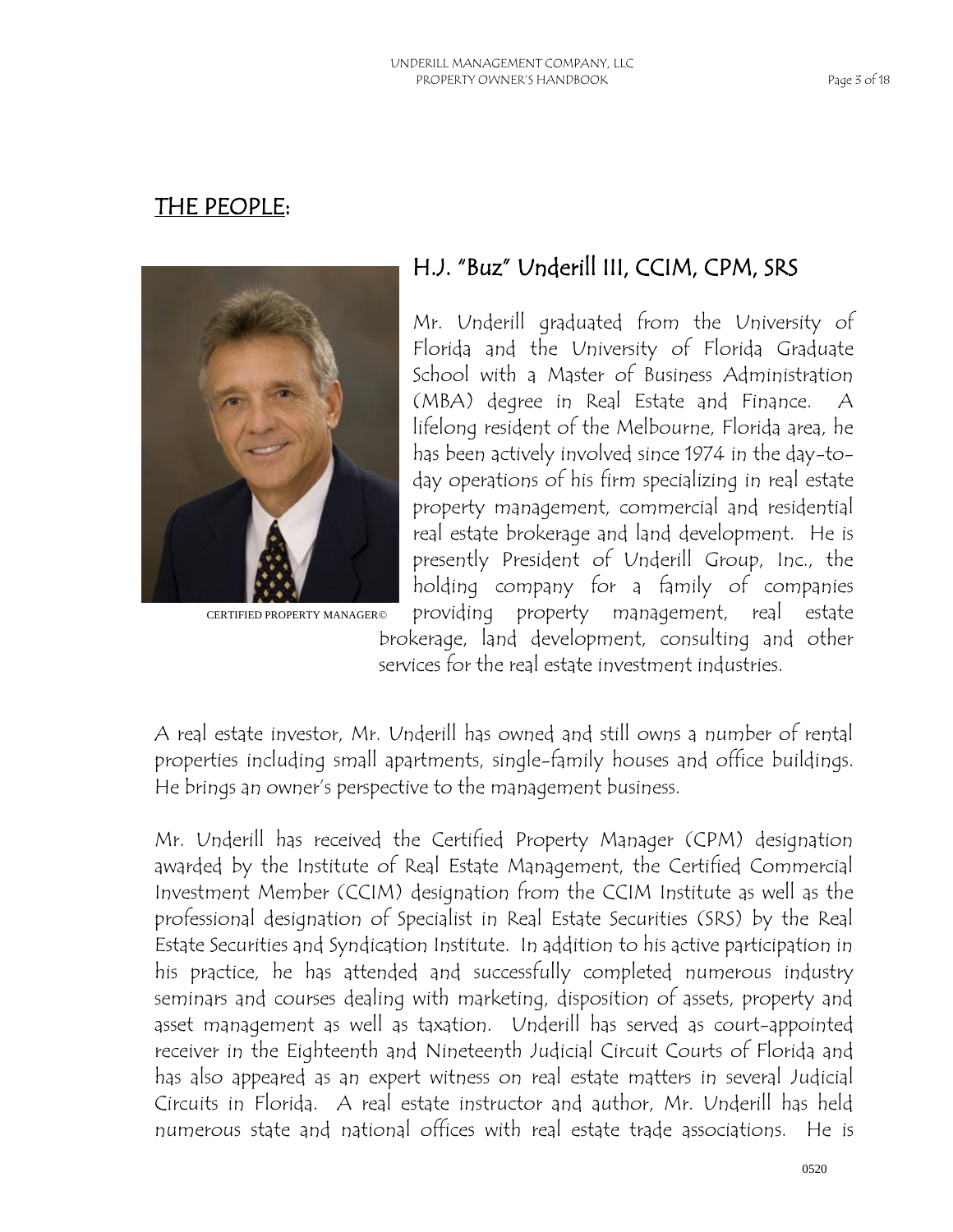## THE PEOPLE:

### H.J. "Buz" Underill III, CCIM, CPM, SRS

CERTIFIED PROPERTY MANAGER©

Mr. Underill graduated from the University of Florida and the University of Florida Graduate School with a Master of Business Administration (MBA) degree in Real Estate and Finance. A lifelong resident of the Melbourne, Florida area, he has been actively involved since 1974 in the day-to-day operations of his firm specializing in real estate property management, commercial and residential real estate brokerage and land development. He is presently President of Underill Group, Inc., the holding company for a family of companies providing property management, real estate brokerage, land development, consulting and other services for the real estate investment industries.

A real estate investor, Mr. Underill has owned and still owns a number of rental properties including small apartments, single-family houses and office buildings. He brings an owner's perspective to the management business.

Mr. Underill has received the Certified Property Manager (CPM) designation awarded by the Institute of Real Estate Management, the Certified Commercial Investment Member (CCIM) designation from the CCIM Institute as well as the professional designation of Specialist in Real Estate Securities (SRS) by the Real Estate Securities and Syndication Institute. In addition to his active participation in his practice, he has attended and successfully completed numerous industry seminars and courses dealing with marketing, disposition of assets, property and asset management as well as taxation. Underill has served as court-appointed receiver in the Eighteenth and Nineteenth Judicial Circuit Courts of Florida and has also appeared as an expert witness on real estate matters in several Judicial Circuits in Florida. A real estate instructor and author, Mr. Underill has held numerous state and national offices with real estate trade associations. He is

0520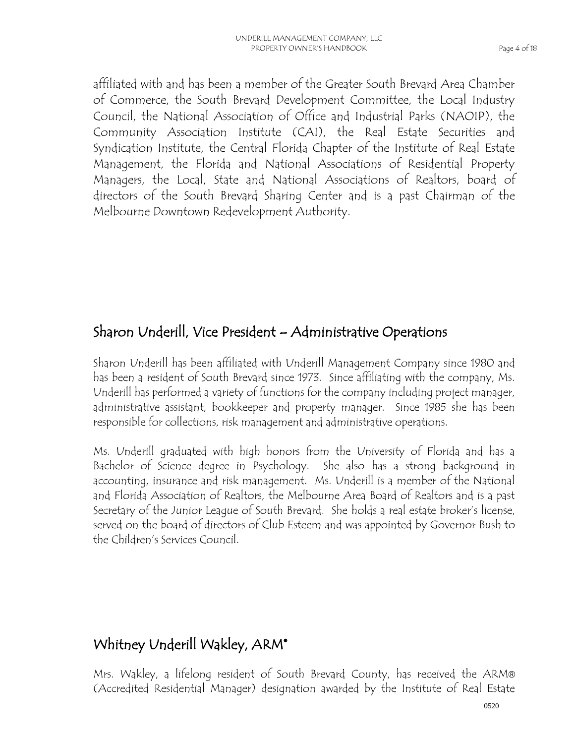affiliated with and has been a member of the Greater South Brevard Area Chamber of Commerce, the South Brevard Development Committee, the Local Industry Council, the National Association of Office and Industrial Parks (NAOIP), the Community Association Institute (CAI), the Real Estate Securities and Syndication Institute, the Central Florida Chapter of the Institute of Real Estate Management, the Florida and National Associations of Residential Property Managers, the Local, State and National Associations of Realtors, board of directors of the South Brevard Sharing Center and is a past Chairman of the Melbourne Downtown Redevelopment Authority.

## Sharon Underill, Vice President – Administrative Operations

Sharon Underill has been affiliated with Underill Management Company since 1980 and has been a resident of South Brevard since 1973. Since affiliating with the company, Ms. Underill has performed a variety of functions for the company including project manager, administrative assistant, bookkeeper and property manager. Since 1985 she has been responsible for collections, risk management and administrative operations.

Ms. Underill graduated with high honors from the University of Florida and has a Bachelor of Science degree in Psychology. She also has a strong background in accounting, insurance and risk management. Ms. Underill is a member of the National and Florida Association of Realtors, the Melbourne Area Board of Realtors and is a past Secretary of the Junior League of South Brevard. She holds a real estate broker's license, served on the board of directors of Club Esteem and was appointed by Governor Bush to the Children's Services Council.

## Whitney Underill Wakley, ARM®

Mrs. Wakley, a lifelong resident of South Brevard County, has received the ARM® (Accredited Residential Manager) designation awarded by the Institute of Real Estate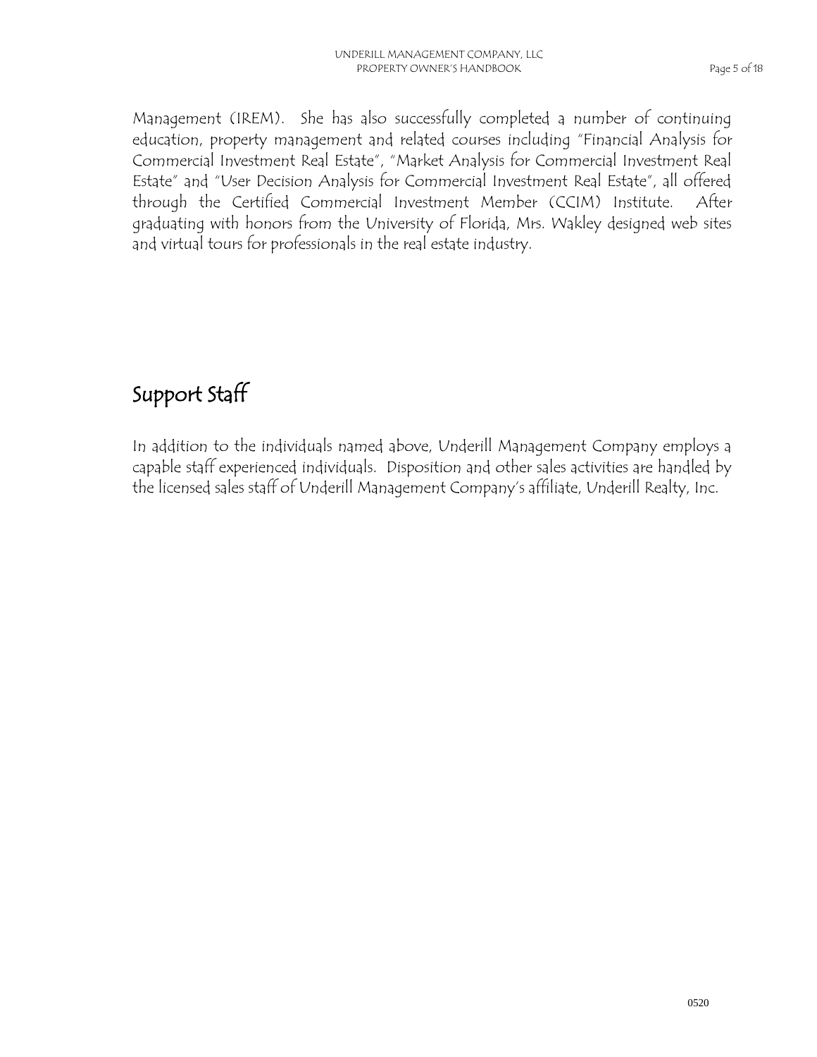Management (IREM). She has also successfully completed a number of continuing education, property management and related courses including "Financial Analysis for Commercial Investment Real Estate", "Market Analysis for Commercial Investment Real Estate" and "User Decision Analysis for Commercial Investment Real Estate", all offered through the Certified Commercial Investment Member (CCIM) Institute. After graduating with honors from the University of Florida, Mrs. Wakley designed web sites and virtual tours for professionals in the real estate industry.

## Support Staff

In addition to the individuals named above, Underill Management Company employs a capable staff experienced individuals. Disposition and other sales activities are handled by the licensed sales staff of Underill Management Company's affiliate, Underill Realty, Inc.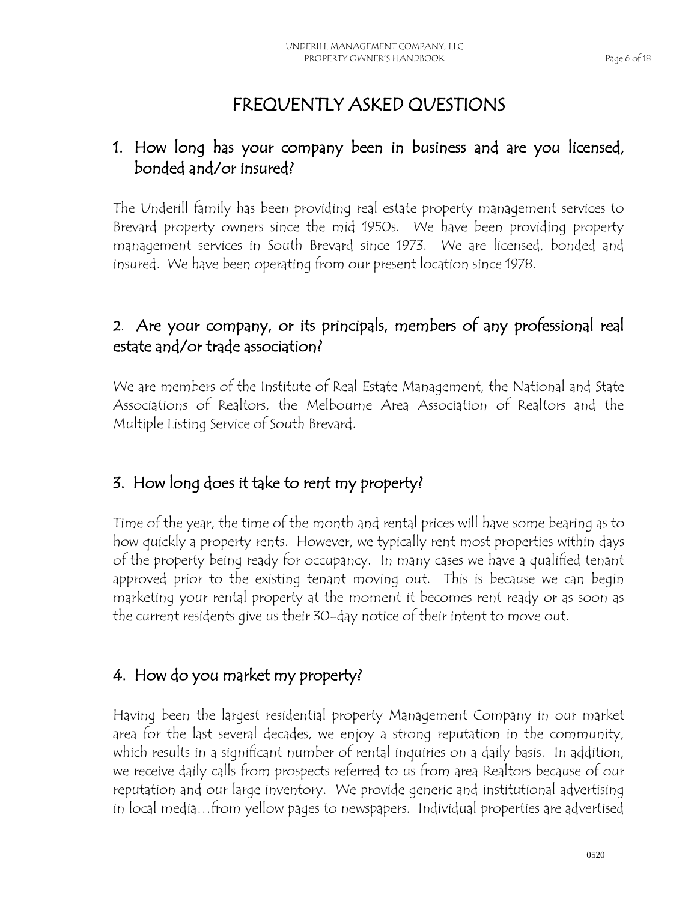# FREQUENTLY ASKED QUESTIONS

## 1. How long has your company been in business and are you licensed, bonded and/or insured?

The Underill family has been providing real estate property management services to Brevard property owners since the mid 1950s. We have been providing property management services in South Brevard since 1973. We are licensed, bonded and insured. We have been operating from our present location since 1978.

## 2. Are your company, or its principals, members of any professional real estate and/or trade association?

We are members of the Institute of Real Estate Management, the National and State Associations of Realtors, the Melbourne Area Association of Realtors and the Multiple Listing Service of South Brevard.

## 3. How long does it take to rent my property?

Time of the year, the time of the month and rental prices will have some bearing as to how quickly a property rents. However, we typically rent most properties within days of the property being ready for occupancy. In many cases we have a qualified tenant approved prior to the existing tenant moving out. This is because we can begin marketing your rental property at the moment it becomes rent ready or as soon as the current residents give us their 30-day notice of their intent to move out.

## 4. How do you market my property?

Having been the largest residential property Management Company in our market area for the last several decades, we enjoy a strong reputation in the community, which results in a significant number of rental inquiries on a daily basis. In addition, we receive daily calls from prospects referred to us from area Realtors because of our reputation and our large inventory. We provide generic and institutional advertising in local media…from yellow pages to newspapers. Individual properties are advertised

0520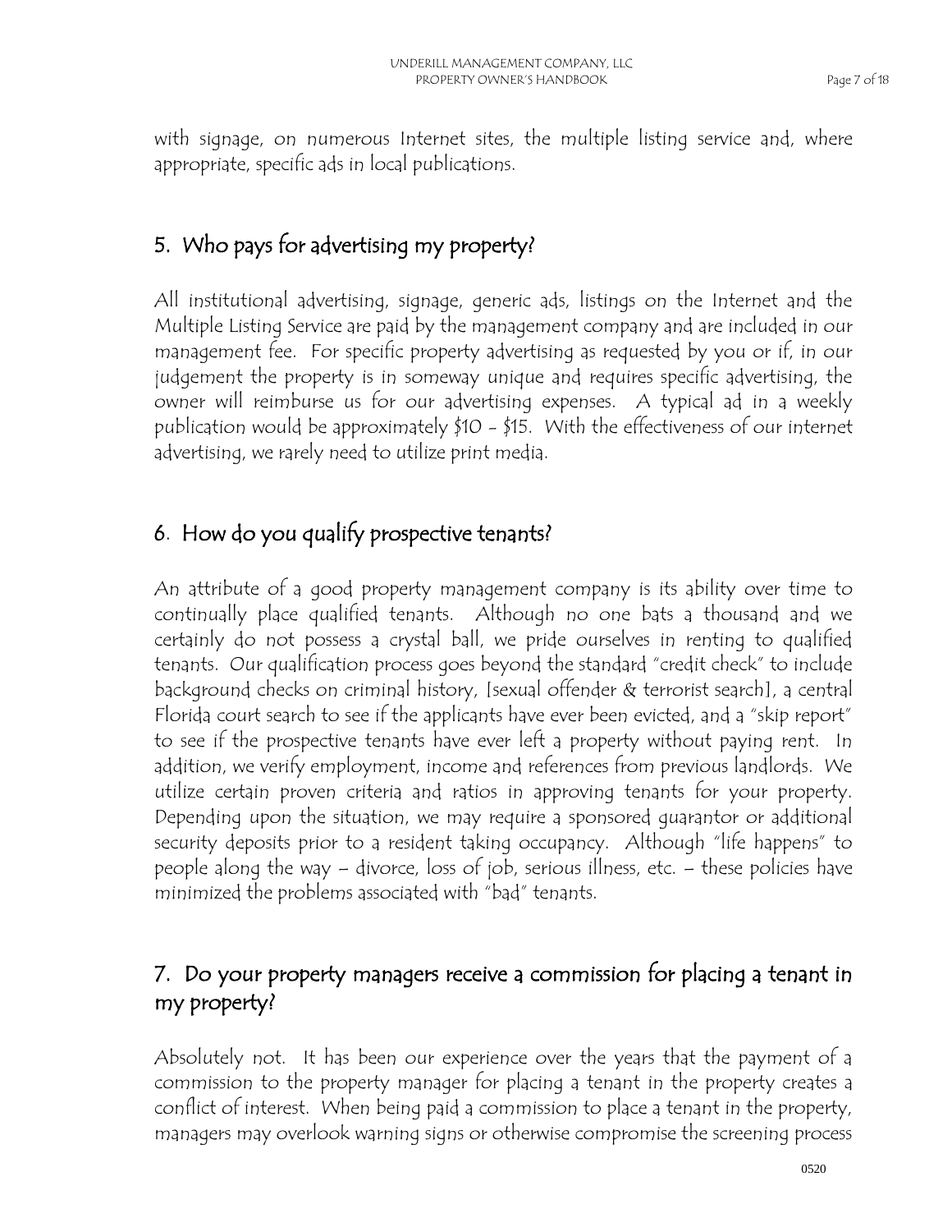with signage, on numerous Internet sites, the multiple listing service and, where appropriate, specific ads in local publications.

## 5. Who pays for advertising my property?

All institutional advertising, signage, generic ads, listings on the Internet and the Multiple Listing Service are paid by the management company and are included in our management fee. For specific property advertising as requested by you or if, in our judgement the property is in someway unique and requires specific advertising, the owner will reimburse us for our advertising expenses. A typical ad in a weekly publication would be approximately $10 - $15. With the effectiveness of our internet advertising, we rarely need to utilize print media.

## 6. How do you qualify prospective tenants?

An attribute of a good property management company is its ability over time to continually place qualified tenants. Although no one bats a thousand and we certainly do not possess a crystal ball, we pride ourselves in renting to qualified tenants. Our qualification process goes beyond the standard "credit check" to include background checks on criminal history, [sexual offender & terrorist search], a central Florida court search to see if the applicants have ever been evicted, and a "skip report" to see if the prospective tenants have ever left a property without paying rent. In addition, we verify employment, income and references from previous landlords. We utilize certain proven criteria and ratios in approving tenants for your property. Depending upon the situation, we may require a sponsored guarantor or additional security deposits prior to a resident taking occupancy. Although "life happens" to people along the way – divorce, loss of job, serious illness, etc. – these policies have minimized the problems associated with "bad" tenants.

## 7. Do your property managers receive a commission for placing a tenant in my property?

Absolutely not. It has been our experience over the years that the payment of a commission to the property manager for placing a tenant in the property creates a conflict of interest. When being paid a commission to place a tenant in the property, managers may overlook warning signs or otherwise compromise the screening process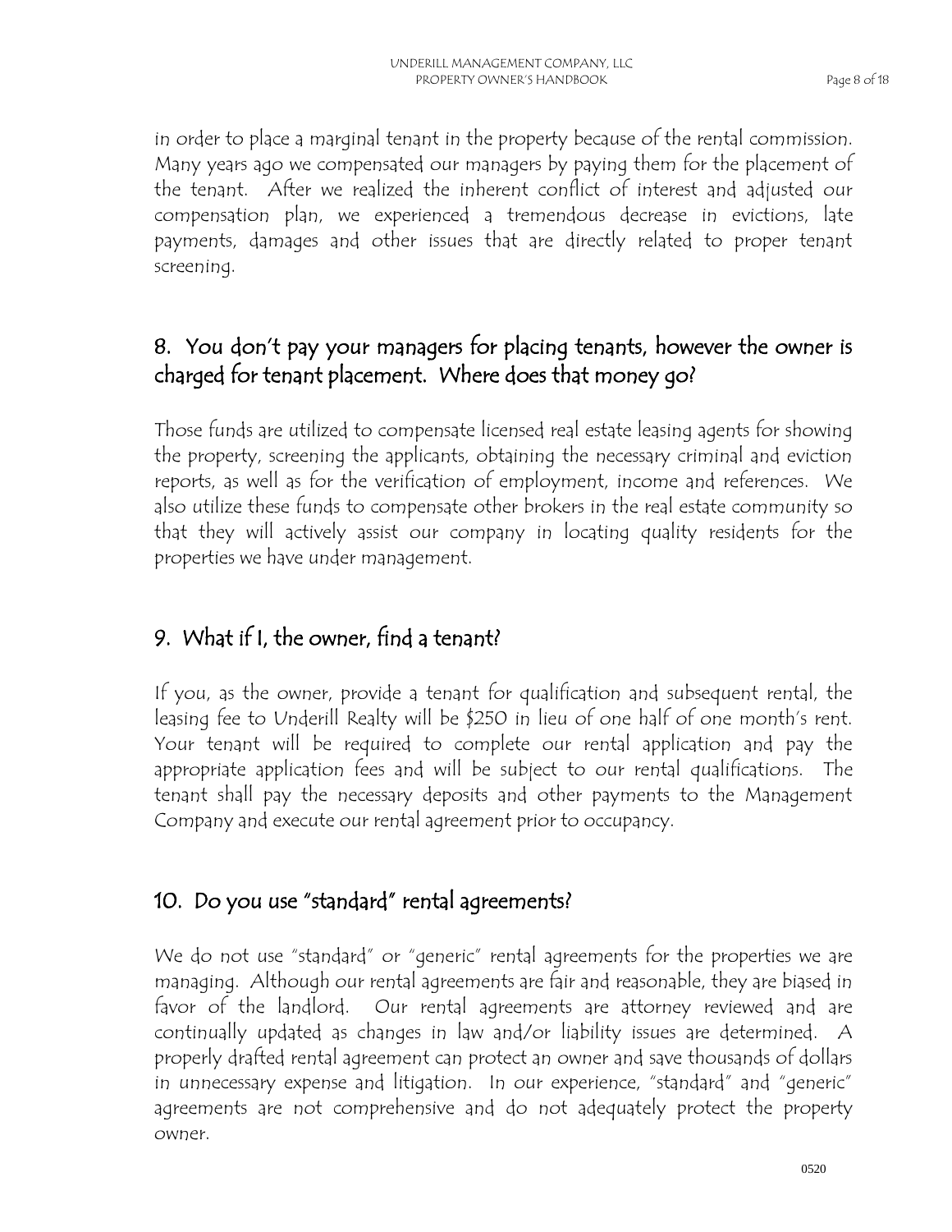in order to place a marginal tenant in the property because of the rental commission. Many years ago we compensated our managers by paying them for the placement of the tenant. After we realized the inherent conflict of interest and adjusted our compensation plan, we experienced a tremendous decrease in evictions, late payments, damages and other issues that are directly related to proper tenant screening.

## 8. You don't pay your managers for placing tenants, however the owner is charged for tenant placement. Where does that money go?

Those funds are utilized to compensate licensed real estate leasing agents for showing the property, screening the applicants, obtaining the necessary criminal and eviction reports, as well as for the verification of employment, income and references. We also utilize these funds to compensate other brokers in the real estate community so that they will actively assist our company in locating quality residents for the properties we have under management.

## 9. What if I, the owner, find a tenant?

If you, as the owner, provide a tenant for qualification and subsequent rental, the leasing fee to Underill Realty will be $250 in lieu of one half of one month's rent. Your tenant will be required to complete our rental application and pay the appropriate application fees and will be subject to our rental qualifications. The tenant shall pay the necessary deposits and other payments to the Management Company and execute our rental agreement prior to occupancy.

## 10. Do you use "standard" rental agreements?

We do not use "standard" or "generic" rental agreements for the properties we are managing. Although our rental agreements are fair and reasonable, they are biased in favor of the landlord. Our rental agreements are attorney reviewed and are continually updated as changes in law and/or liability issues are determined. A properly drafted rental agreement can protect an owner and save thousands of dollars in unnecessary expense and litigation. In our experience, "standard" and "generic" agreements are not comprehensive and do not adequately protect the property owner.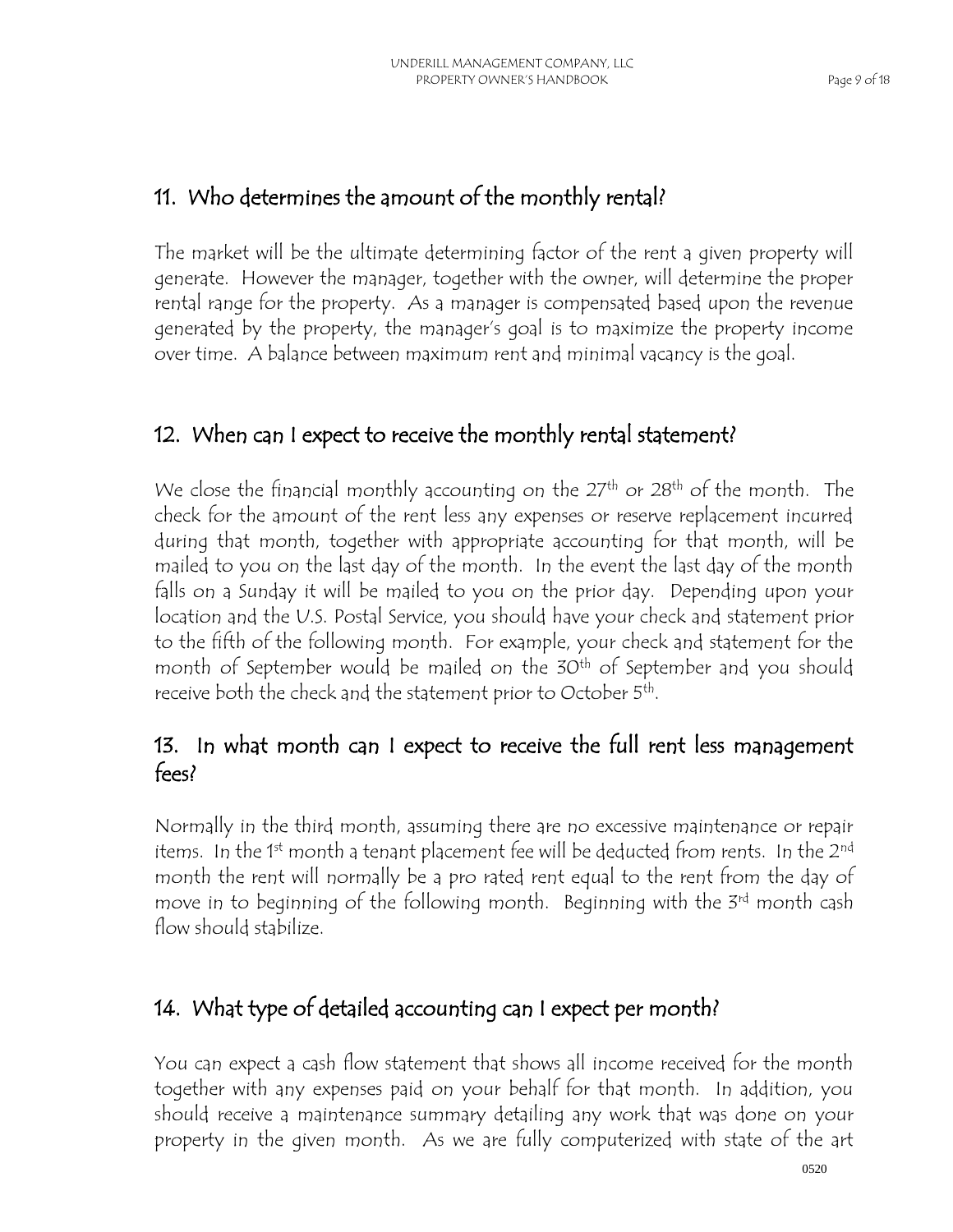## 11. Who determines the amount of the monthly rental?

The market will be the ultimate determining factor of the rent a given property will generate. However the manager, together with the owner, will determine the proper rental range for the property. As a manager is compensated based upon the revenue generated by the property, the manager's goal is to maximize the property income over time. A balance between maximum rent and minimal vacancy is the goal.

## 12. When can I expect to receive the monthly rental statement?

We close the financial monthly accounting on the 27th or 28th of the month. The check for the amount of the rent less any expenses or reserve replacement incurred during that month, together with appropriate accounting for that month, will be mailed to you on the last day of the month. In the event the last day of the month falls on a Sunday it will be mailed to you on the prior day. Depending upon your location and the U.S. Postal Service, you should have your check and statement prior to the fifth of the following month. For example, your check and statement for the month of September would be mailed on the 30th of September and you should receive both the check and the statement prior to October 5th.

## 13. In what month can I expect to receive the full rent less management fees?

Normally in the third month, assuming there are no excessive maintenance or repair items. In the 1st month a tenant placement fee will be deducted from rents. In the 2nd month the rent will normally be a pro rated rent equal to the rent from the day of move in to beginning of the following month. Beginning with the 3rd month cash flow should stabilize.

## 14. What type of detailed accounting can I expect per month?

You can expect a cash flow statement that shows all income received for the month together with any expenses paid on your behalf for that month. In addition, you should receive a maintenance summary detailing any work that was done on your property in the given month. As we are fully computerized with state of the art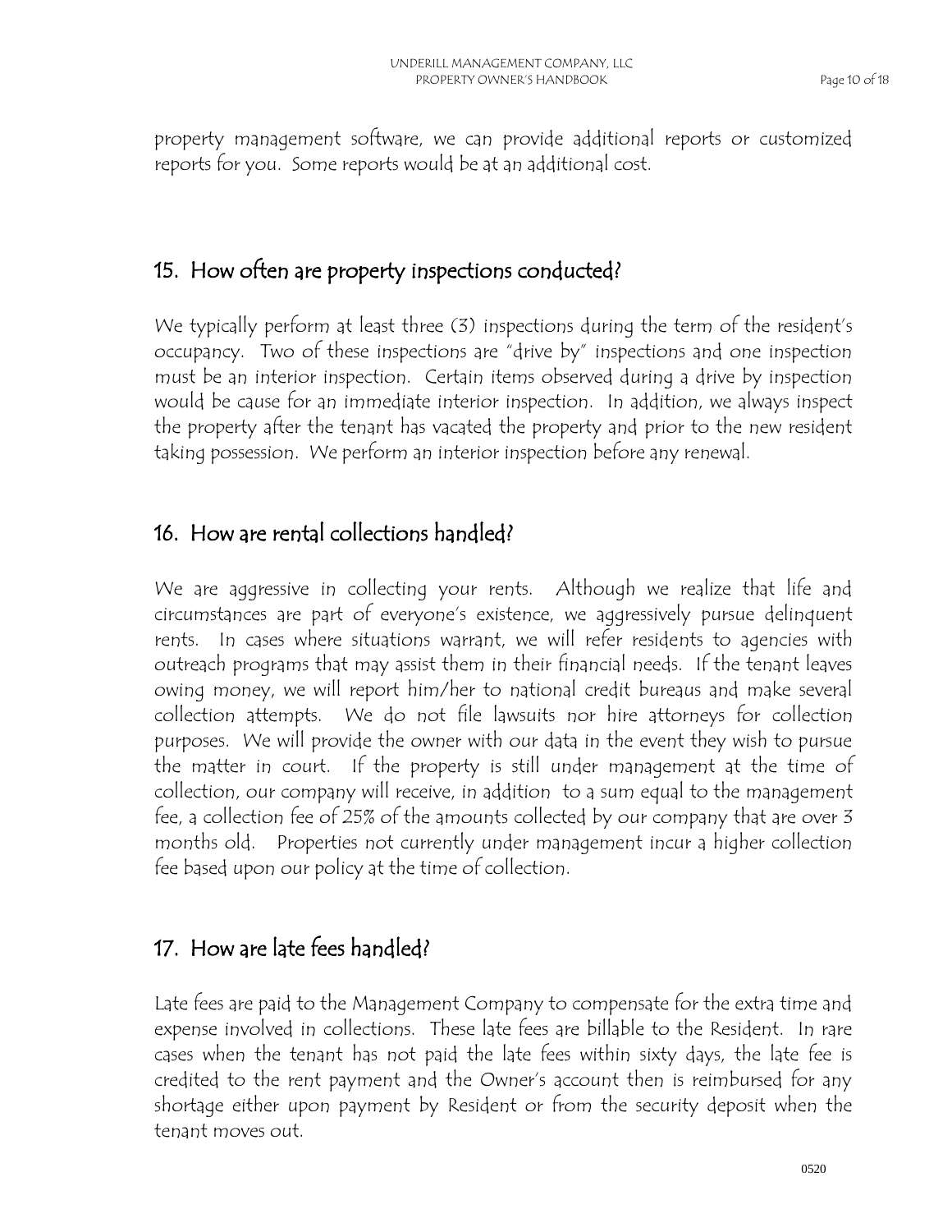property management software, we can provide additional reports or customized reports for you. Some reports would be at an additional cost.

## 15. How often are property inspections conducted?

We typically perform at least three (3) inspections during the term of the resident's occupancy. Two of these inspections are "drive by" inspections and one inspection must be an interior inspection. Certain items observed during a drive by inspection would be cause for an immediate interior inspection. In addition, we always inspect the property after the tenant has vacated the property and prior to the new resident taking possession. We perform an interior inspection before any renewal.

## 16. How are rental collections handled?

We are aggressive in collecting your rents. Although we realize that life and circumstances are part of everyone's existence, we aggressively pursue delinquent rents. In cases where situations warrant, we will refer residents to agencies with outreach programs that may assist them in their financial needs. If the tenant leaves owing money, we will report him/her to national credit bureaus and make several collection attempts. We do not file lawsuits nor hire attorneys for collection purposes. We will provide the owner with our data in the event they wish to pursue the matter in court. If the property is still under management at the time of collection, our company will receive, in addition to a sum equal to the management fee, a collection fee of 25% of the amounts collected by our company that are over 3 months old. Properties not currently under management incur a higher collection fee based upon our policy at the time of collection.

## 17. How are late fees handled?

Late fees are paid to the Management Company to compensate for the extra time and expense involved in collections. These late fees are billable to the Resident. In rare cases when the tenant has not paid the late fees within sixty days, the late fee is credited to the rent payment and the Owner's account then is reimbursed for any shortage either upon payment by Resident or from the security deposit when the tenant moves out.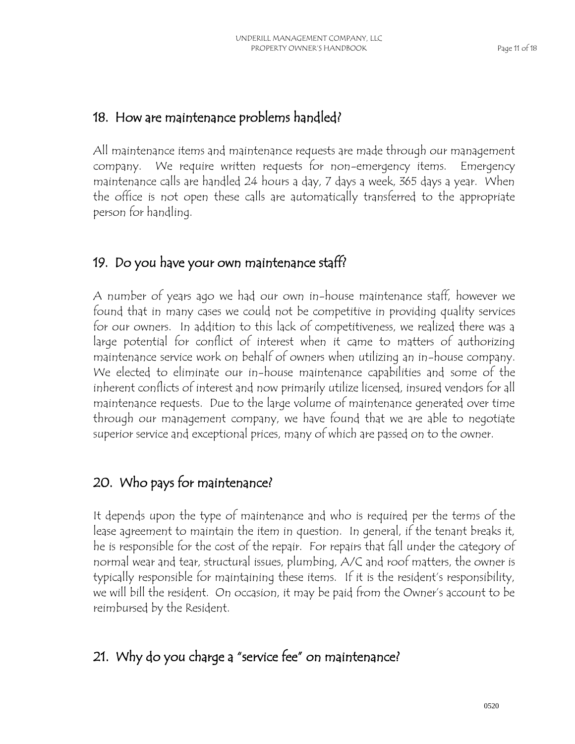## 18. How are maintenance problems handled?

All maintenance items and maintenance requests are made through our management company. We require written requests for non-emergency items. Emergency maintenance calls are handled 24 hours a day, 7 days a week, 365 days a year. When the office is not open these calls are automatically transferred to the appropriate person for handling.

## 19. Do you have your own maintenance staff?

A number of years ago we had our own in-house maintenance staff, however we found that in many cases we could not be competitive in providing quality services for our owners. In addition to this lack of competitiveness, we realized there was a large potential for conflict of interest when it came to matters of authorizing maintenance service work on behalf of owners when utilizing an in-house company. We elected to eliminate our in-house maintenance capabilities and some of the inherent conflicts of interest and now primarily utilize licensed, insured vendors for all maintenance requests. Due to the large volume of maintenance generated over time through our management company, we have found that we are able to negotiate superior service and exceptional prices, many of which are passed on to the owner.

## 20. Who pays for maintenance?

It depends upon the type of maintenance and who is required per the terms of the lease agreement to maintain the item in question. In general, if the tenant breaks it, he is responsible for the cost of the repair. For repairs that fall under the category of normal wear and tear, structural issues, plumbing, A/C and roof matters, the owner is typically responsible for maintaining these items. If it is the resident's responsibility, we will bill the resident. On occasion, it may be paid from the Owner's account to be reimbursed by the Resident.

## 21. Why do you charge a "service fee" on maintenance?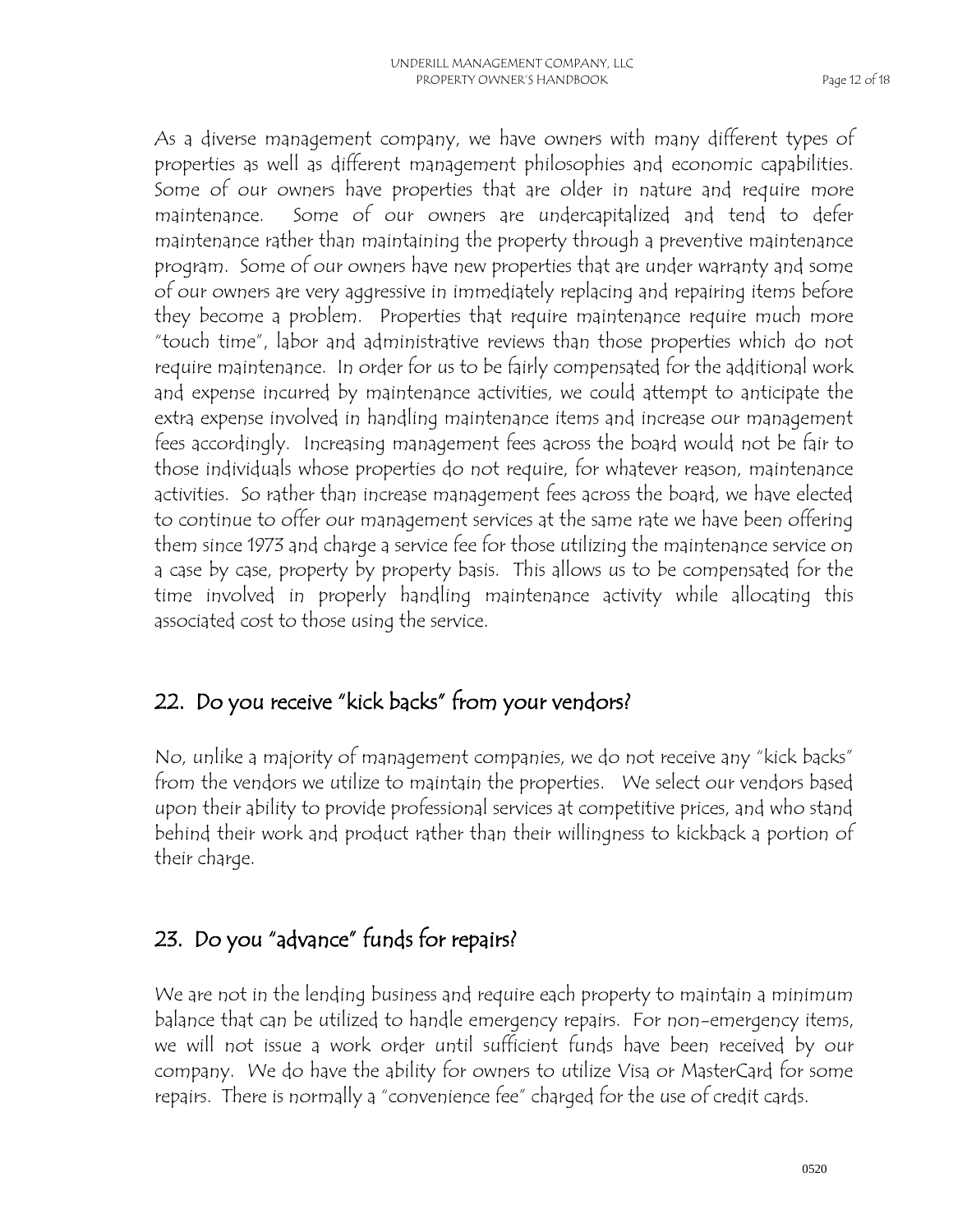As a diverse management company, we have owners with many different types of properties as well as different management philosophies and economic capabilities. Some of our owners have properties that are older in nature and require more maintenance. Some of our owners are undercapitalized and tend to defer maintenance rather than maintaining the property through a preventive maintenance program. Some of our owners have new properties that are under warranty and some of our owners are very aggressive in immediately replacing and repairing items before they become a problem. Properties that require maintenance require much more "touch time", labor and administrative reviews than those properties which do not require maintenance. In order for us to be fairly compensated for the additional work and expense incurred by maintenance activities, we could attempt to anticipate the extra expense involved in handling maintenance items and increase our management fees accordingly. Increasing management fees across the board would not be fair to those individuals whose properties do not require, for whatever reason, maintenance activities. So rather than increase management fees across the board, we have elected to continue to offer our management services at the same rate we have been offering them since 1973 and charge a service fee for those utilizing the maintenance service on a case by case, property by property basis. This allows us to be compensated for the time involved in properly handling maintenance activity while allocating this associated cost to those using the service.

## 22. Do you receive "kick backs" from your vendors?

No, unlike a majority of management companies, we do not receive any "kick backs" from the vendors we utilize to maintain the properties. We select our vendors based upon their ability to provide professional services at competitive prices, and who stand behind their work and product rather than their willingness to kickback a portion of their charge.

## 23. Do you "advance" funds for repairs?

We are not in the lending business and require each property to maintain a minimum balance that can be utilized to handle emergency repairs. For non-emergency items, we will not issue a work order until sufficient funds have been received by our company. We do have the ability for owners to utilize Visa or MasterCard for some repairs. There is normally a "convenience fee" charged for the use of credit cards.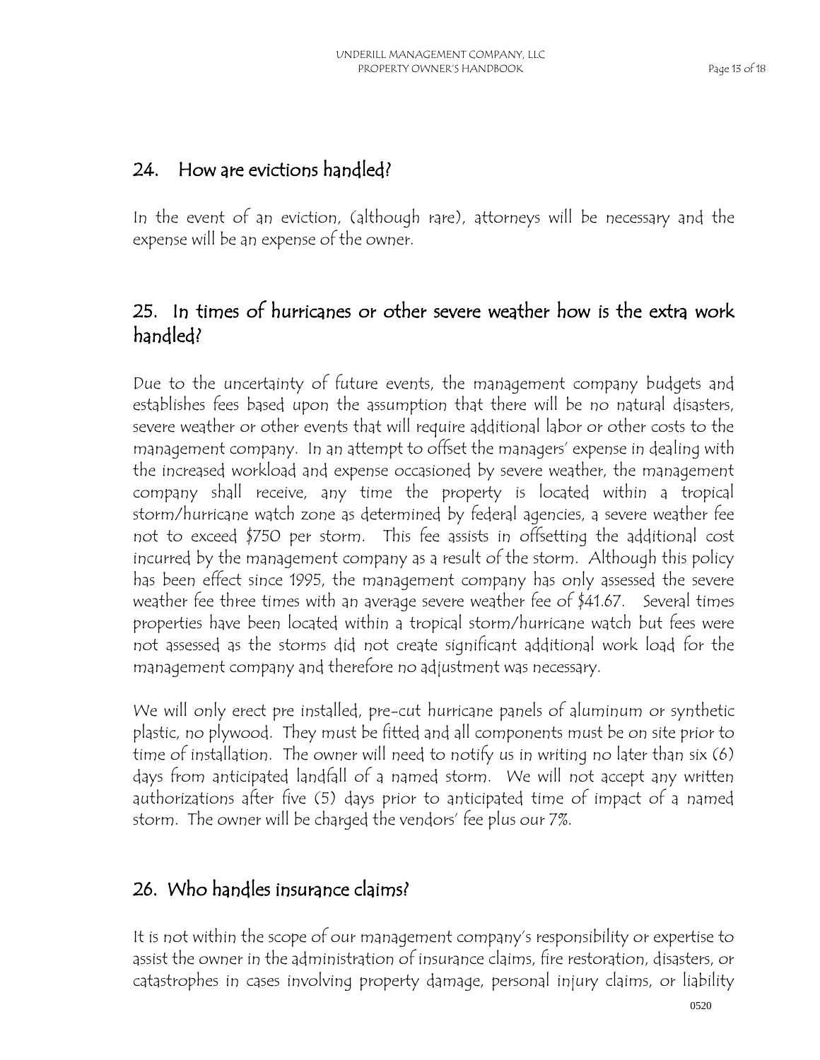## 24. How are evictions handled?

In the event of an eviction, (although rare), attorneys will be necessary and the expense will be an expense of the owner.

## 25. In times of hurricanes or other severe weather how is the extra work handled?

Due to the uncertainty of future events, the management company budgets and establishes fees based upon the assumption that there will be no natural disasters, severe weather or other events that will require additional labor or other costs to the management company. In an attempt to offset the managers' expense in dealing with the increased workload and expense occasioned by severe weather, the management company shall receive, any time the property is located within a tropical storm/hurricane watch zone as determined by federal agencies, a severe weather fee not to exceed $750 per storm. This fee assists in offsetting the additional cost incurred by the management company as a result of the storm. Although this policy has been effect since 1995, the management company has only assessed the severe weather fee three times with an average severe weather fee of $41.67. Several times properties have been located within a tropical storm/hurricane watch but fees were not assessed as the storms did not create significant additional work load for the management company and therefore no adjustment was necessary.

We will only erect pre installed, pre-cut hurricane panels of aluminum or synthetic plastic, no plywood. They must be fitted and all components must be on site prior to time of installation. The owner will need to notify us in writing no later than six (6) days from anticipated landfall of a named storm. We will not accept any written authorizations after five (5) days prior to anticipated time of impact of a named storm. The owner will be charged the vendors' fee plus our 7%.

## 26. Who handles insurance claims?

It is not within the scope of our management company's responsibility or expertise to assist the owner in the administration of insurance claims, fire restoration, disasters, or catastrophes in cases involving property damage, personal injury claims, or liability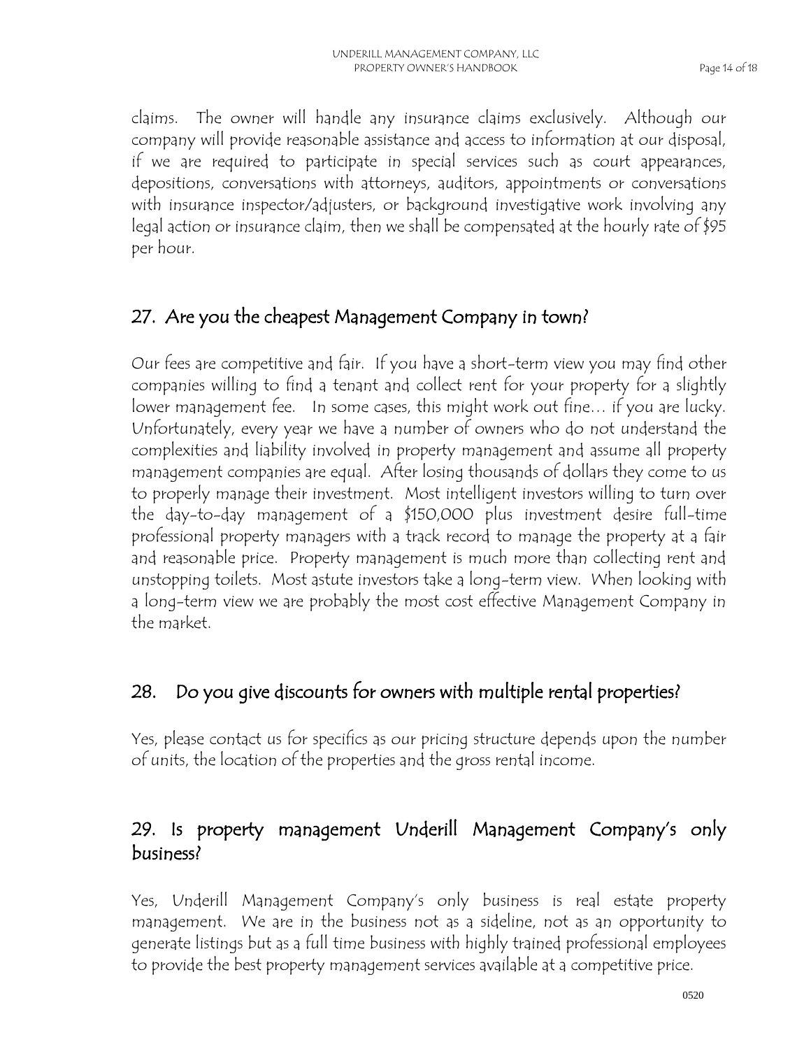claims. The owner will handle any insurance claims exclusively. Although our company will provide reasonable assistance and access to information at our disposal, if we are required to participate in special services such as court appearances, depositions, conversations with attorneys, auditors, appointments or conversations with insurance inspector/adjusters, or background investigative work involving any legal action or insurance claim, then we shall be compensated at the hourly rate of $95 per hour.

## 27. Are you the cheapest Management Company in town?

Our fees are competitive and fair. If you have a short-term view you may find other companies willing to find a tenant and collect rent for your property for a slightly lower management fee. In some cases, this might work out fine… if you are lucky. Unfortunately, every year we have a number of owners who do not understand the complexities and liability involved in property management and assume all property management companies are equal. After losing thousands of dollars they come to us to properly manage their investment. Most intelligent investors willing to turn over the day-to-day management of a $150,000 plus investment desire full-time professional property managers with a track record to manage the property at a fair and reasonable price. Property management is much more than collecting rent and unstopping toilets. Most astute investors take a long-term view. When looking with a long-term view we are probably the most cost effective Management Company in the market.

## 28. Do you give discounts for owners with multiple rental properties?

Yes, please contact us for specifics as our pricing structure depends upon the number of units, the location of the properties and the gross rental income.

## 29. Is property management Underill Management Company's only business?

Yes, Underill Management Company's only business is real estate property management. We are in the business not as a sideline, not as an opportunity to generate listings but as a full time business with highly trained professional employees to provide the best property management services available at a competitive price.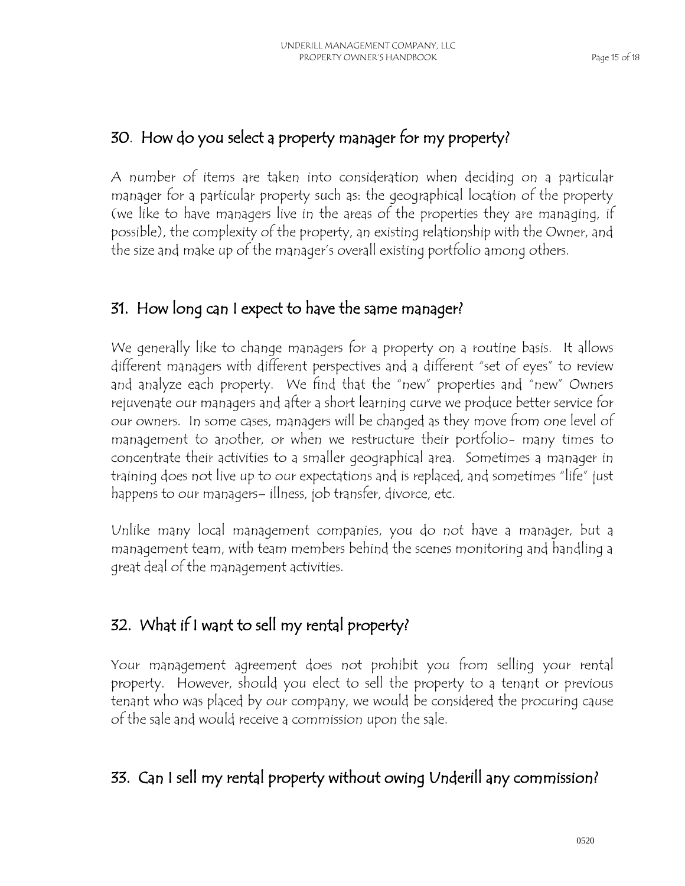## 30. How do you select a property manager for my property?

A number of items are taken into consideration when deciding on a particular manager for a particular property such as: the geographical location of the property (we like to have managers live in the areas of the properties they are managing, if possible), the complexity of the property, an existing relationship with the Owner, and the size and make up of the manager's overall existing portfolio among others.

## 31. How long can I expect to have the same manager?

We generally like to change managers for a property on a routine basis. It allows different managers with different perspectives and a different "set of eyes" to review and analyze each property. We find that the "new" properties and "new" Owners rejuvenate our managers and after a short learning curve we produce better service for our owners. In some cases, managers will be changed as they move from one level of management to another, or when we restructure their portfolio- many times to concentrate their activities to a smaller geographical area. Sometimes a manager in training does not live up to our expectations and is replaced, and sometimes "life" just happens to our managers– illness, job transfer, divorce, etc.

Unlike many local management companies, you do not have a manager, but a management team, with team members behind the scenes monitoring and handling a great deal of the management activities.

## 32. What if I want to sell my rental property?

Your management agreement does not prohibit you from selling your rental property. However, should you elect to sell the property to a tenant or previous tenant who was placed by our company, we would be considered the procuring cause of the sale and would receive a commission upon the sale.

## 33. Can I sell my rental property without owing Underill any commission?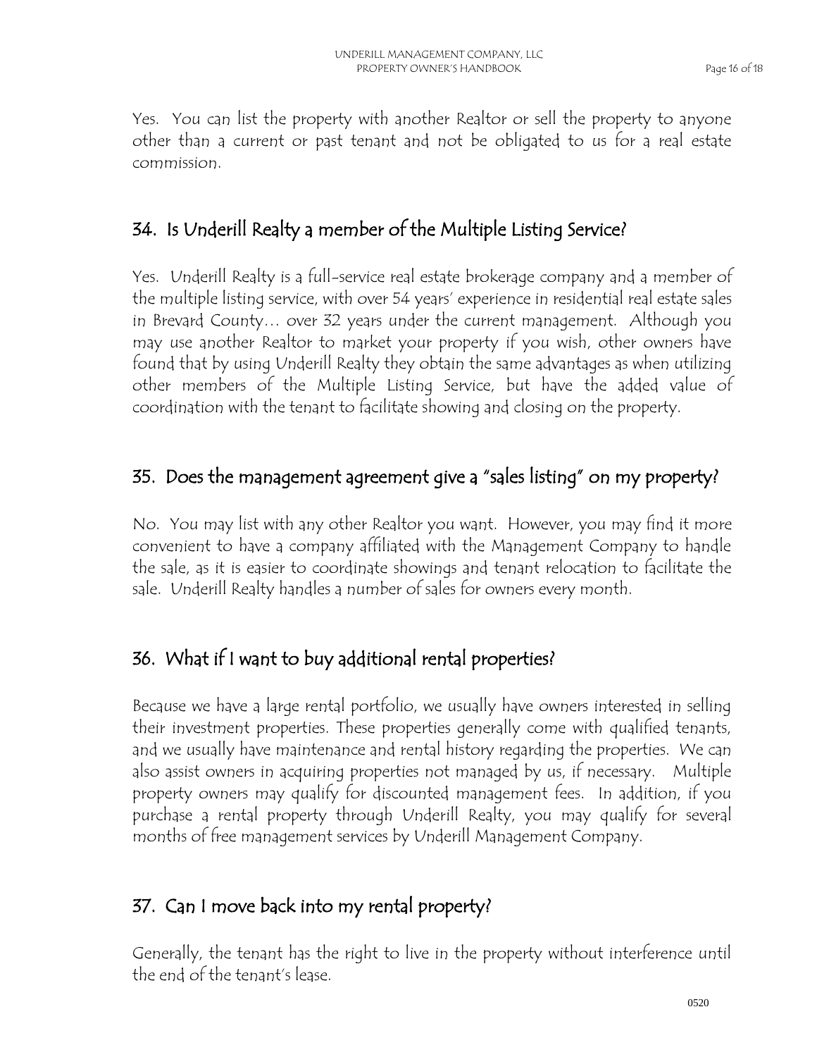Yes. You can list the property with another Realtor or sell the property to anyone other than a current or past tenant and not be obligated to us for a real estate commission.

## 34. Is Underill Realty a member of the Multiple Listing Service?

Yes. Underill Realty is a full-service real estate brokerage company and a member of the multiple listing service, with over 54 years' experience in residential real estate sales in Brevard County… over 32 years under the current management. Although you may use another Realtor to market your property if you wish, other owners have found that by using Underill Realty they obtain the same advantages as when utilizing other members of the Multiple Listing Service, but have the added value of coordination with the tenant to facilitate showing and closing on the property.

## 35. Does the management agreement give a "sales listing" on my property?

No. You may list with any other Realtor you want. However, you may find it more convenient to have a company affiliated with the Management Company to handle the sale, as it is easier to coordinate showings and tenant relocation to facilitate the sale. Underill Realty handles a number of sales for owners every month.

## 36. What if I want to buy additional rental properties?

Because we have a large rental portfolio, we usually have owners interested in selling their investment properties. These properties generally come with qualified tenants, and we usually have maintenance and rental history regarding the properties. We can also assist owners in acquiring properties not managed by us, if necessary. Multiple property owners may qualify for discounted management fees. In addition, if you purchase a rental property through Underill Realty, you may qualify for several months of free management services by Underill Management Company.

## 37. Can I move back into my rental property?

Generally, the tenant has the right to live in the property without interference until the end of the tenant's lease.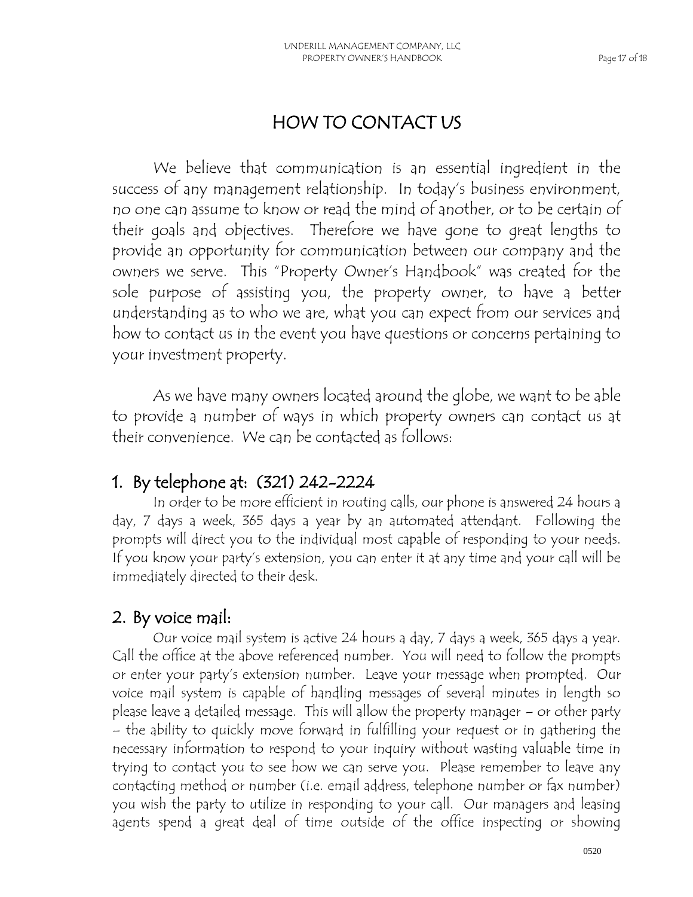# HOW TO CONTACT US

We believe that communication is an essential ingredient in the success of any management relationship. In today's business environment, no one can assume to know or read the mind of another, or to be certain of their goals and objectives. Therefore we have gone to great lengths to provide an opportunity for communication between our company and the owners we serve. This "Property Owner's Handbook" was created for the sole purpose of assisting you, the property owner, to have a better understanding as to who we are, what you can expect from our services and how to contact us in the event you have questions or concerns pertaining to your investment property.

As we have many owners located around the globe, we want to be able to provide a number of ways in which property owners can contact us at their convenience. We can be contacted as follows:

## 1. By telephone at: (321) 242-2224

In order to be more efficient in routing calls, our phone is answered 24 hours a day, 7 days a week, 365 days a year by an automated attendant. Following the prompts will direct you to the individual most capable of responding to your needs. If you know your party's extension, you can enter it at any time and your call will be immediately directed to their desk.

## 2. By voice mail:

Our voice mail system is active 24 hours a day, 7 days a week, 365 days a year. Call the office at the above referenced number. You will need to follow the prompts or enter your party's extension number. Leave your message when prompted. Our voice mail system is capable of handling messages of several minutes in length so please leave a detailed message. This will allow the property manager – or other party – the ability to quickly move forward in fulfilling your request or in gathering the necessary information to respond to your inquiry without wasting valuable time in trying to contact you to see how we can serve you. Please remember to leave any contacting method or number (i.e. email address, telephone number or fax number) you wish the party to utilize in responding to your call. Our managers and leasing agents spend a great deal of time outside of the office inspecting or showing

0520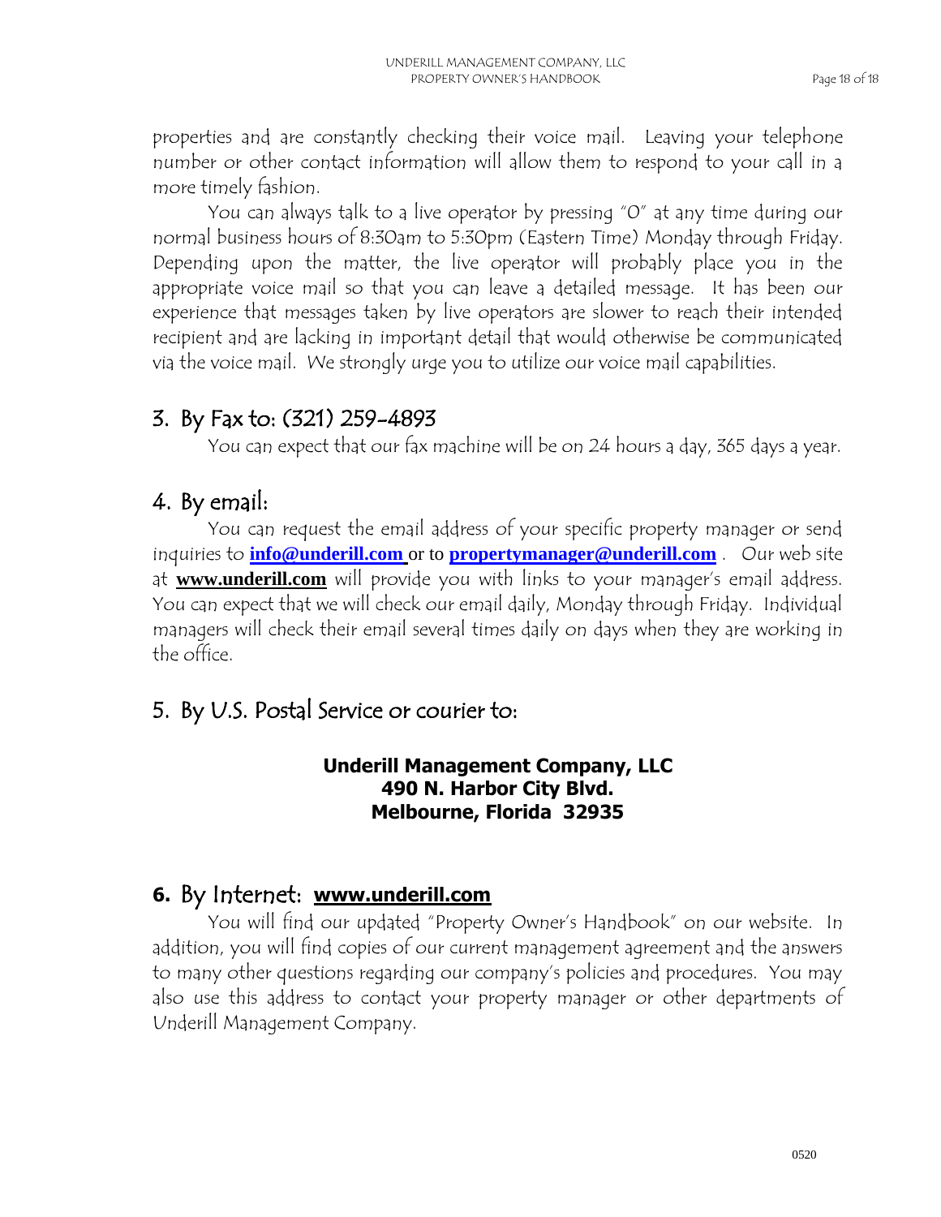properties and are constantly checking their voice mail. Leaving your telephone number or other contact information will allow them to respond to your call in a more timely fashion.

You can always talk to a live operator by pressing "0" at any time during our normal business hours of 8:30am to 5:30pm (Eastern Time) Monday through Friday. Depending upon the matter, the live operator will probably place you in the appropriate voice mail so that you can leave a detailed message. It has been our experience that messages taken by live operators are slower to reach their intended recipient and are lacking in important detail that would otherwise be communicated via the voice mail. We strongly urge you to utilize our voice mail capabilities.

## 3. By Fax to: (321) 259-4893

You can expect that our fax machine will be on 24 hours a day, 365 days a year.

## 4. By email:

You can request the email address of your specific property manager or send inquiries to **info@underill.com** or to **propertymanager@underill.com** . Our web site at **www.underill.com** will provide you with links to your manager's email address. You can expect that we will check our email daily, Monday through Friday. Individual managers will check their email several times daily on days when they are working in the office.

## 5. By U.S. Postal Service or courier to:

**Underill Management Company, LLC**
**490 N. Harbor City Blvd.**
**Melbourne, Florida 32935**

## 6. By Internet: **www.underill.com**

You will find our updated "Property Owner's Handbook" on our website. In addition, you will find copies of our current management agreement and the answers to many other questions regarding our company's policies and procedures. You may also use this address to contact your property manager or other departments of Underill Management Company.

0520